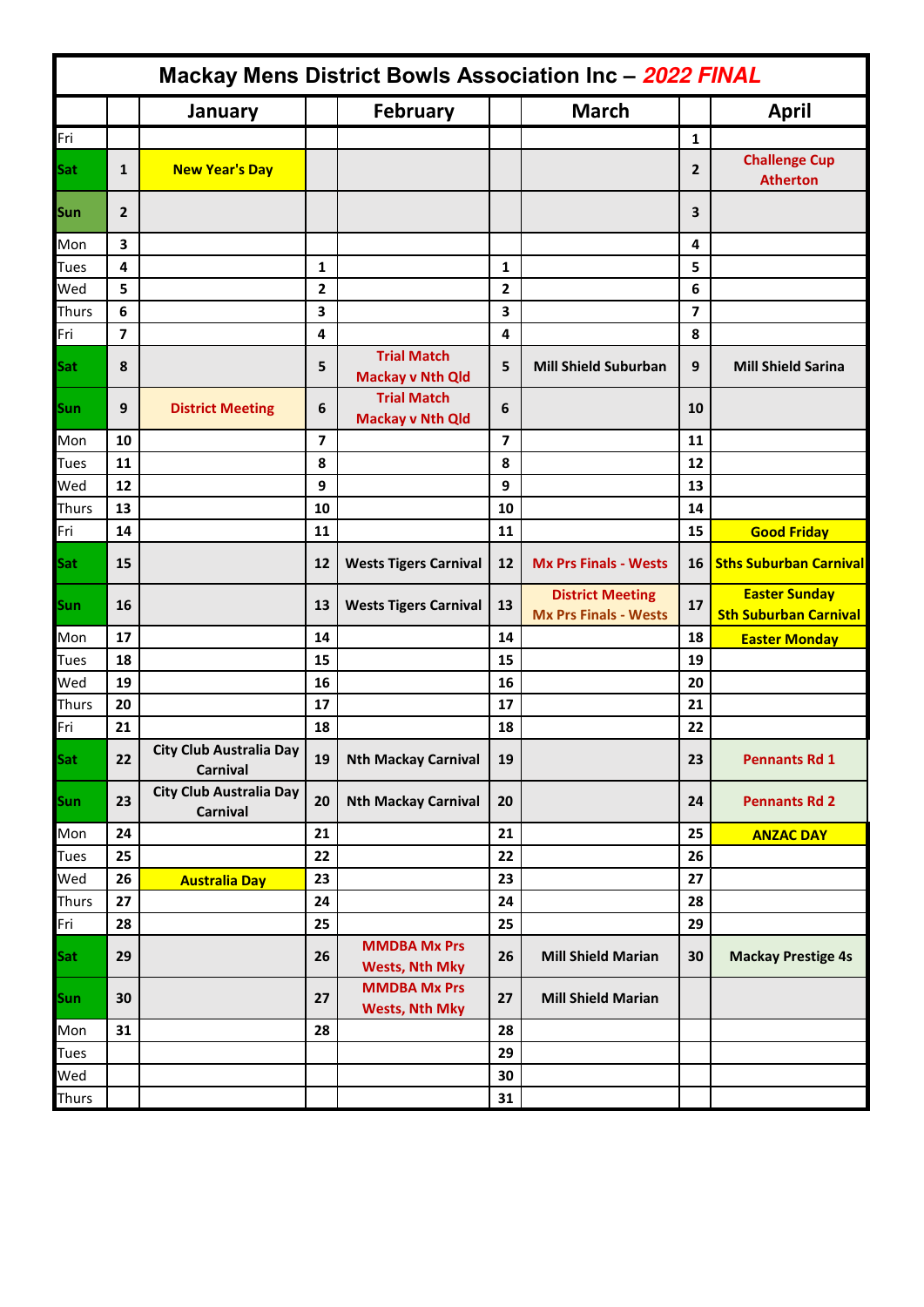# Mackay Mens District Bowls Association Inc – *2022 FINAL*

| | | January | | February | | March | | April |
|---|---|---|---|---|---|---|---|---|
| Fri | | | | | | | 1 | |
| Sat | 1 | New Year's Day | | | | | 2 | Challenge Cup Atherton |
| Sun | 2 | | | | | | 3 | |
| Mon | 3 | | | | | | 4 | |
| Tues | 4 | | 1 | | 1 | | 5 | |
| Wed | 5 | | 2 | | 2 | | 6 | |
| Thurs | 6 | | 3 | | 3 | | 7 | |
| Fri | 7 | | 4 | | 4 | | 8 | |
| Sat | 8 | | 5 | Trial Match Mackay v Nth Qld | 5 | Mill Shield Suburban | 9 | Mill Shield Sarina |
| Sun | 9 | District Meeting | 6 | Trial Match Mackay v Nth Qld | 6 | | 10 | |
| Mon | 10 | | 7 | | 7 | | 11 | |
| Tues | 11 | | 8 | | 8 | | 12 | |
| Wed | 12 | | 9 | | 9 | | 13 | |
| Thurs | 13 | | 10 | | 10 | | 14 | |
| Fri | 14 | | 11 | | 11 | | 15 | Good Friday |
| Sat | 15 | | 12 | Wests Tigers Carnival | 12 | Mx Prs Finals - Wests | 16 | Sths Suburban Carnival |
| Sun | 16 | | 13 | Wests Tigers Carnival | 13 | District Meeting Mx Prs Finals - Wests | 17 | Easter Sunday Sth Suburban Carnival |
| Mon | 17 | | 14 | | 14 | | 18 | Easter Monday |
| Tues | 18 | | 15 | | 15 | | 19 | |
| Wed | 19 | | 16 | | 16 | | 20 | |
| Thurs | 20 | | 17 | | 17 | | 21 | |
| Fri | 21 | | 18 | | 18 | | 22 | |
| Sat | 22 | City Club Australia Day Carnival | 19 | Nth Mackay Carnival | 19 | | 23 | Pennants Rd 1 |
| Sun | 23 | City Club Australia Day Carnival | 20 | Nth Mackay Carnival | 20 | | 24 | Pennants Rd 2 |
| Mon | 24 | | 21 | | 21 | | 25 | ANZAC DAY |
| Tues | 25 | | 22 | | 22 | | 26 | |
| Wed | 26 | Australia Day | 23 | | 23 | | 27 | |
| Thurs | 27 | | 24 | | 24 | | 28 | |
| Fri | 28 | | 25 | | 25 | | 29 | |
| Sat | 29 | | 26 | MMDBA Mx Prs Wests, Nth Mky | 26 | Mill Shield Marian | 30 | Mackay Prestige 4s |
| Sun | 30 | | 27 | MMDBA Mx Prs Wests, Nth Mky | 27 | Mill Shield Marian | | |
| Mon | 31 | | 28 | | 28 | | | |
| Tues | | | | | 29 | | | |
| Wed | | | | | 30 | | | |
| Thurs | | | | | 31 | | | |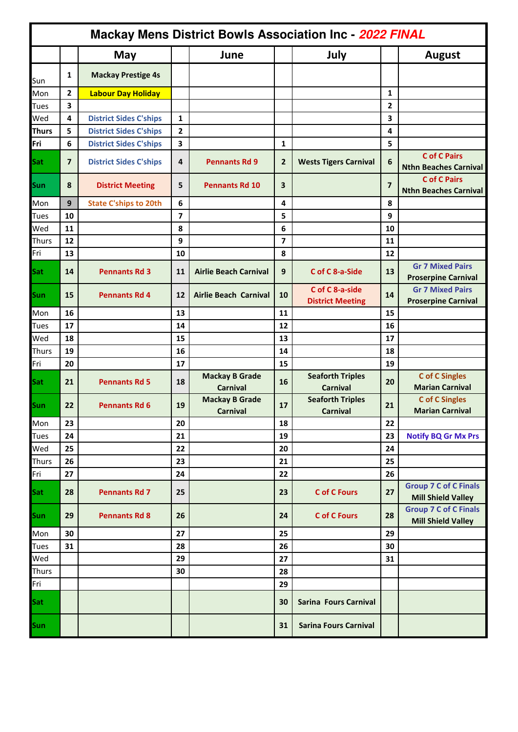# Mackay Mens District Bowls Association Inc - *2022 FINAL*

| | | May | | June | | July | | August |
|---|---|---|---|---|---|---|---|---|
| Sun | 1 | Mackay Prestige 4s | | | | | | |
| Mon | 2 | Labour Day Holiday | | | | | 1 | |
| Tues | 3 | | | | | | 2 | |
| Wed | 4 | District Sides C'ships | 1 | | | | 3 | |
| Thurs | 5 | District Sides C'ships | 2 | | | | 4 | |
| Fri | 6 | District Sides C'ships | 3 | | 1 | | 5 | |
| Sat | 7 | District Sides C'ships | 4 | Pennants Rd 9 | 2 | Wests Tigers Carnival | 6 | C of C Pairs Nthn Beaches Carnival |
| Sun | 8 | District Meeting | 5 | Pennants Rd 10 | 3 | | 7 | C of C Pairs Nthn Beaches Carnival |
| Mon | 9 | State C'ships to 20th | 6 | | 4 | | 8 | |
| Tues | 10 | | 7 | | 5 | | 9 | |
| Wed | 11 | | 8 | | 6 | | 10 | |
| Thurs | 12 | | 9 | | 7 | | 11 | |
| Fri | 13 | | 10 | | 8 | | 12 | |
| Sat | 14 | Pennants Rd 3 | 11 | Airlie Beach Carnival | 9 | C of C 8-a-Side | 13 | Gr 7 Mixed Pairs Proserpine Carnival |
| Sun | 15 | Pennants Rd 4 | 12 | Airlie Beach Carnival | 10 | C of C 8-a-side District Meeting | 14 | Gr 7 Mixed Pairs Proserpine Carnival |
| Mon | 16 | | 13 | | 11 | | 15 | |
| Tues | 17 | | 14 | | 12 | | 16 | |
| Wed | 18 | | 15 | | 13 | | 17 | |
| Thurs | 19 | | 16 | | 14 | | 18 | |
| Fri | 20 | | 17 | | 15 | | 19 | |
| Sat | 21 | Pennants Rd 5 | 18 | Mackay B Grade Carnival | 16 | Seaforth Triples Carnival | 20 | C of C Singles Marian Carnival |
| Sun | 22 | Pennants Rd 6 | 19 | Mackay B Grade Carnival | 17 | Seaforth Triples Carnival | 21 | C of C Singles Marian Carnival |
| Mon | 23 | | 20 | | 18 | | 22 | |
| Tues | 24 | | 21 | | 19 | | 23 | Notify BQ Gr Mx Prs |
| Wed | 25 | | 22 | | 20 | | 24 | |
| Thurs | 26 | | 23 | | 21 | | 25 | |
| Fri | 27 | | 24 | | 22 | | 26 | |
| Sat | 28 | Pennants Rd 7 | 25 | | 23 | C of C Fours | 27 | Group 7 C of C Finals Mill Shield Valley |
| Sun | 29 | Pennants Rd 8 | 26 | | 24 | C of C Fours | 28 | Group 7 C of C Finals Mill Shield Valley |
| Mon | 30 | | 27 | | 25 | | 29 | |
| Tues | 31 | | 28 | | 26 | | 30 | |
| Wed | | | 29 | | 27 | | 31 | |
| Thurs | | | 30 | | 28 | | | |
| Fri | | | | | 29 | | | |
| Sat | | | | | 30 | Sarina Fours Carnival | | |
| Sun | | | | | 31 | Sarina Fours Carnival | | |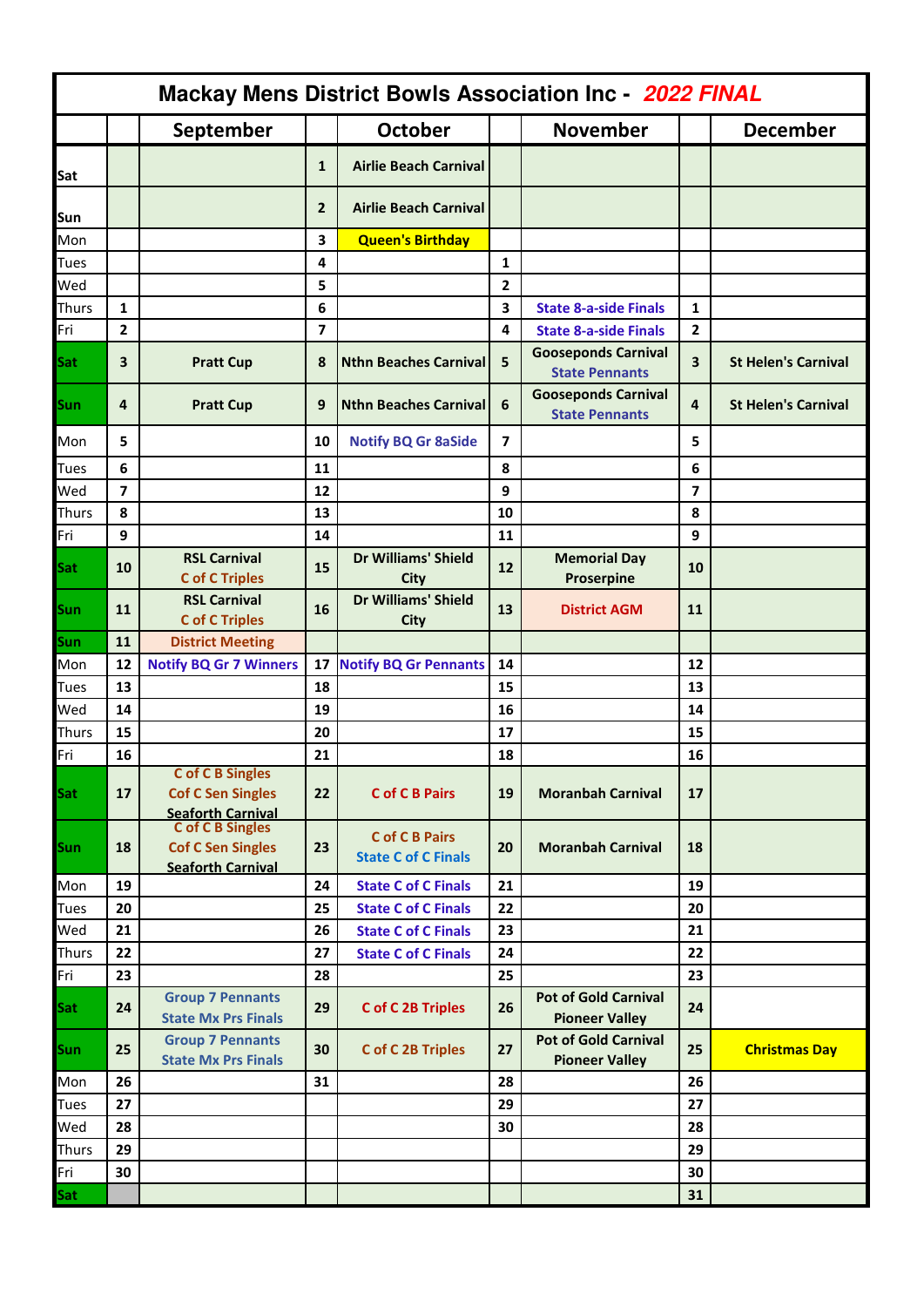# Mackay Mens District Bowls Association Inc - *2022 FINAL*

| | | September | | October | | November | | December |
|---|---|---|---|---|---|---|---|---|
| Sat | | | 1 | Airlie Beach Carnival | | | | |
| Sun | | | 2 | Airlie Beach Carnival | | | | |
| Mon | | | 3 | Queen's Birthday | | | | |
| Tues | | | 4 | | 1 | | | |
| Wed | | | 5 | | 2 | | | |
| Thurs | 1 | | 6 | | 3 | State 8-a-side Finals | 1 | |
| Fri | 2 | | 7 | | 4 | State 8-a-side Finals | 2 | |
| Sat | 3 | Pratt Cup | 8 | Nthn Beaches Carnival | 5 | Gooseponds Carnival State Pennants | 3 | St Helen's Carnival |
| Sun | 4 | Pratt Cup | 9 | Nthn Beaches Carnival | 6 | Goosepond Carnival State Pennants | 4 | St Helen's Carnival |
| Mon | 5 | | 10 | Notify BQ Gr 8aSide | 7 | | 5 | |
| Tues | 6 | | 11 | | 8 | | 6 | |
| Wed | 7 | | 12 | | 9 | | 7 | |
| Thurs | 8 | | 13 | | 10 | | 8 | |
| Fri | 9 | | 14 | | 11 | | 9 | |
| Sat | 10 | RSL Carnival C of C Triples | 15 | Dr Williams' Shield City | 12 | Memorial Day Proserpine | 10 | |
| Sun | 11 | RSL Carnival C of C Triples | 16 | Dr Williams' Shield City | 13 | District AGM | 11 | |
| Sun | 11 | District Meeting | | | | | | |
| Mon | 12 | Notify BQ Gr 7 Winners | 17 | Notify BQ Gr Pennants | 14 | | 12 | |
| Tues | 13 | | 18 | | 15 | | 13 | |
| Wed | 14 | | 19 | | 16 | | 14 | |
| Thurs | 15 | | 20 | | 17 | | 15 | |
| Fri | 16 | | 21 | | 18 | | 16 | |
| Sat | 17 | C of C B Singles Cof C Sen Singles Seaforth Carnival | 22 | C of C B Pairs | 19 | Moranbah Carnival | 17 | |
| Sun | 18 | C of C B Singles Cof C Sen Singles Seaforth Carnival | 23 | C of C B Pairs State C of C Finals | 20 | Moranbah Carnival | 18 | |
| Mon | 19 | | 24 | State C of C Finals | 21 | | 19 | |
| Tues | 20 | | 25 | State C of C Finals | 22 | | 20 | |
| Wed | 21 | | 26 | State C of C Finals | 23 | | 21 | |
| Thurs | 22 | | 27 | State C of C Finals | 24 | | 22 | |
| Fri | 23 | | 28 | | 25 | | 23 | |
| Sat | 24 | Group 7 Pennants State Mx Prs Finals | 29 | C of C 2B Triples | 26 | Pot of Gold Carnival Pioneer Valley | 24 | |
| Sun | 25 | Group 7 Pennants State Mx Prs Finals | 30 | C of C 2B Triples | 27 | Pot of Gold Carnival Pioneer Valley | 25 | Christmas Day |
| Mon | 26 | | 31 | | 28 | | 26 | |
| Tues | 27 | | | | 29 | | 27 | |
| Wed | 28 | | | | 30 | | 28 | |
| Thurs | 29 | | | | | | 29 | |
| Fri | 30 | | | | | | 30 | |
| Sat | | | | | | | 31 | |